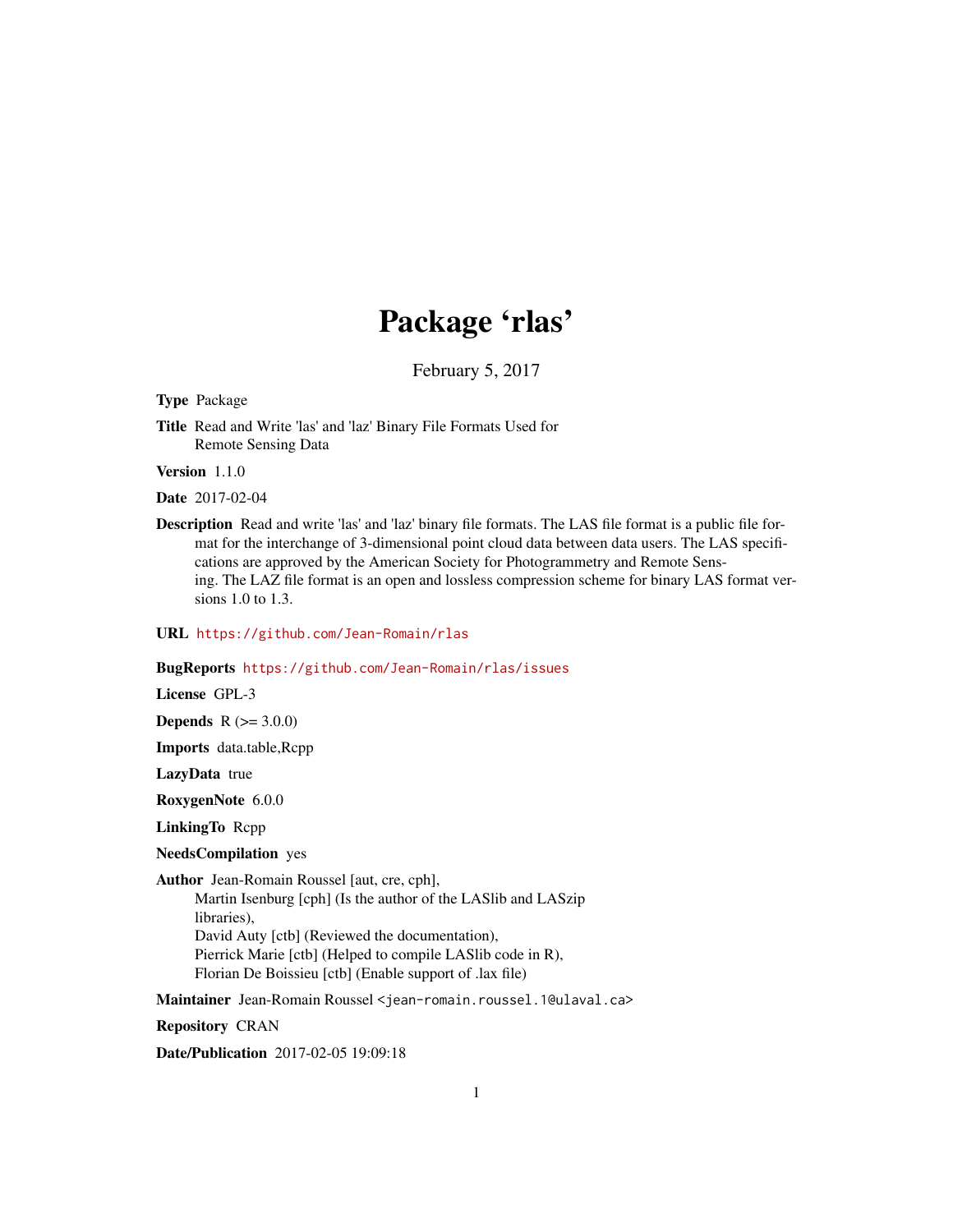# Package 'rlas'

February 5, 2017

**Type** Package

**Title** Read and Write 'las' and 'laz' Binary File Formats Used for Remote Sensing Data

**Version** 1.1.0

**Date** 2017-02-04

**Description** Read and write 'las' and 'laz' binary file formats. The LAS file format is a public file format for the interchange of 3-dimensional point cloud data between data users. The LAS specifications are approved by the American Society for Photogrammetry and Remote Sensing. The LAZ file format is an open and lossless compression scheme for binary LAS format versions 1.0 to 1.3.

**URL** https://github.com/Jean-Romain/rlas

**BugReports** https://github.com/Jean-Romain/rlas/issues

**License** GPL-3

**Depends** R (>= 3.0.0)

**Imports** data.table,Rcpp

**LazyData** true

**RoxygenNote** 6.0.0

**LinkingTo** Rcpp

**NeedsCompilation** yes

**Author** Jean-Romain Roussel [aut, cre, cph],
Martin Isenburg [cph] (Is the author of the LASlib and LASzip libraries),
David Auty [ctb] (Reviewed the documentation),
Pierrick Marie [ctb] (Helped to compile LASlib code in R),
Florian De Boissieu [ctb] (Enable support of .lax file)

**Maintainer** Jean-Romain Roussel <jean-romain.roussel.1@ulaval.ca>

**Repository** CRAN

**Date/Publication** 2017-02-05 19:09:18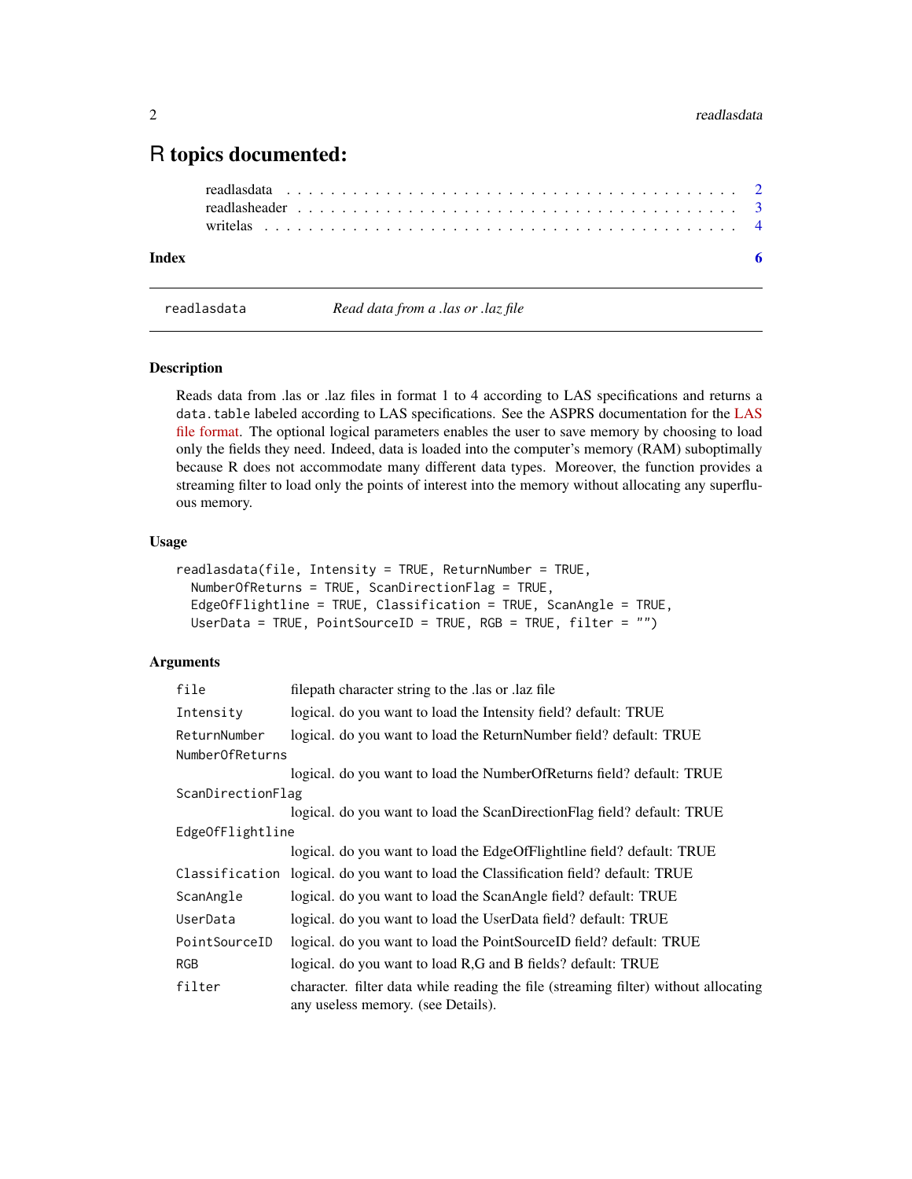# R topics documented:

readlasdata . . . . . . . . . . . . . . . . . . . . . . . . . . . . . . . . . . . . . . 2
readlasheader . . . . . . . . . . . . . . . . . . . . . . . . . . . . . . . . . . . . . 3
writelas . . . . . . . . . . . . . . . . . . . . . . . . . . . . . . . . . . . . . . . . 4

**Index** **6**

---

`readlasdata` *Read data from a .las or .laz file*

---

### Description

Reads data from .las or .laz files in format 1 to 4 according to LAS specifications and returns a `data.table` labeled according to LAS specifications. See the ASPRS documentation for the LAS file format. The optional logical parameters enables the user to save memory by choosing to load only the fields they need. Indeed, data is loaded into the computer's memory (RAM) suboptimally because R does not accommodate many different data types. Moreover, the function provides a streaming filter to load only the points of interest into the memory without allocating any superfluous memory.

### Usage

```
readlasdata(file, Intensity = TRUE, ReturnNumber = TRUE,
  NumberOfReturns = TRUE, ScanDirectionFlag = TRUE,
  EdgeOfFlightline = TRUE, Classification = TRUE, ScanAngle = TRUE,
  UserData = TRUE, PointSourceID = TRUE, RGB = TRUE, filter = "")
```

### Arguments

| | |
|---|---|
| `file` | filepath character string to the .las or .laz file |
| `Intensity` | logical. do you want to load the Intensity field? default: TRUE |
| `ReturnNumber` | logical. do you want to load the ReturnNumber field? default: TRUE |
| `NumberOfReturns` | logical. do you want to load the NumberOfReturns field? default: TRUE |
| `ScanDirectionFlag` | logical. do you want to load the ScanDirectionFlag field? default: TRUE |
| `EdgeOfFlightline` | logical. do you want to load the EdgeOfFlightline field? default: TRUE |
| `Classification` | logical. do you want to load the Classification field? default: TRUE |
| `ScanAngle` | logical. do you want to load the ScanAngle field? default: TRUE |
| `UserData` | logical. do you want to load the UserData field? default: TRUE |
| `PointSourceID` | logical. do you want to load the PointSourceID field? default: TRUE |
| `RGB` | logical. do you want to load R,G and B fields? default: TRUE |
| `filter` | character. filter data while reading the file (streaming filter) without allocating any useless memory. (see Details). |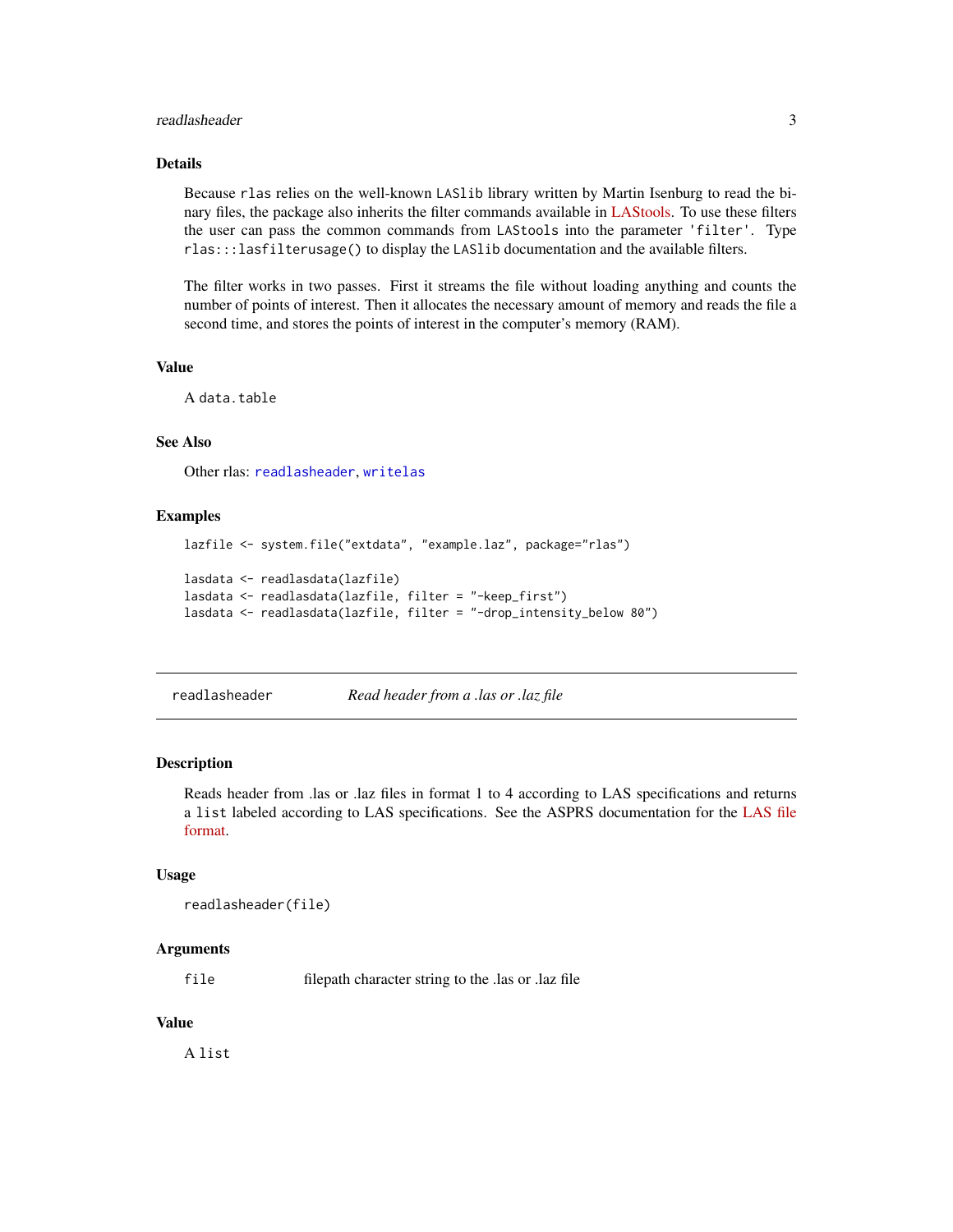### Details

Because rlas relies on the well-known `LASlib` library written by Martin Isenburg to read the binary files, the package also inherits the filter commands available in LAStools. To use these filters the user can pass the common commands from `LAStools` into the parameter `'filter'`. Type `rlas:::lasfilterusage()` to display the `LASlib` documentation and the available filters.

The filter works in two passes. First it streams the file without loading anything and counts the number of points of interest. Then it allocates the necessary amount of memory and reads the file a second time, and stores the points of interest in the computer's memory (RAM).

### Value

A `data.table`

### See Also

Other rlas: `readlasheader`, `writelas`

### Examples

```
lazfile <- system.file("extdata", "example.laz", package="rlas")

lasdata <- readlasdata(lazfile)
lasdata <- readlasdata(lazfile, filter = "-keep_first")
lasdata <- readlasdata(lazfile, filter = "-drop_intensity_below 80")
```

---

## readlasheader — *Read header from a .las or .laz file*

### Description

Reads header from .las or .laz files in format 1 to 4 according to LAS specifications and returns a `list` labeled according to LAS specifications. See the ASPRS documentation for the LAS file format.

### Usage

```
readlasheader(file)
```

### Arguments

| | |
|---|---|
| `file` | filepath character string to the .las or .laz file |

### Value

A `list`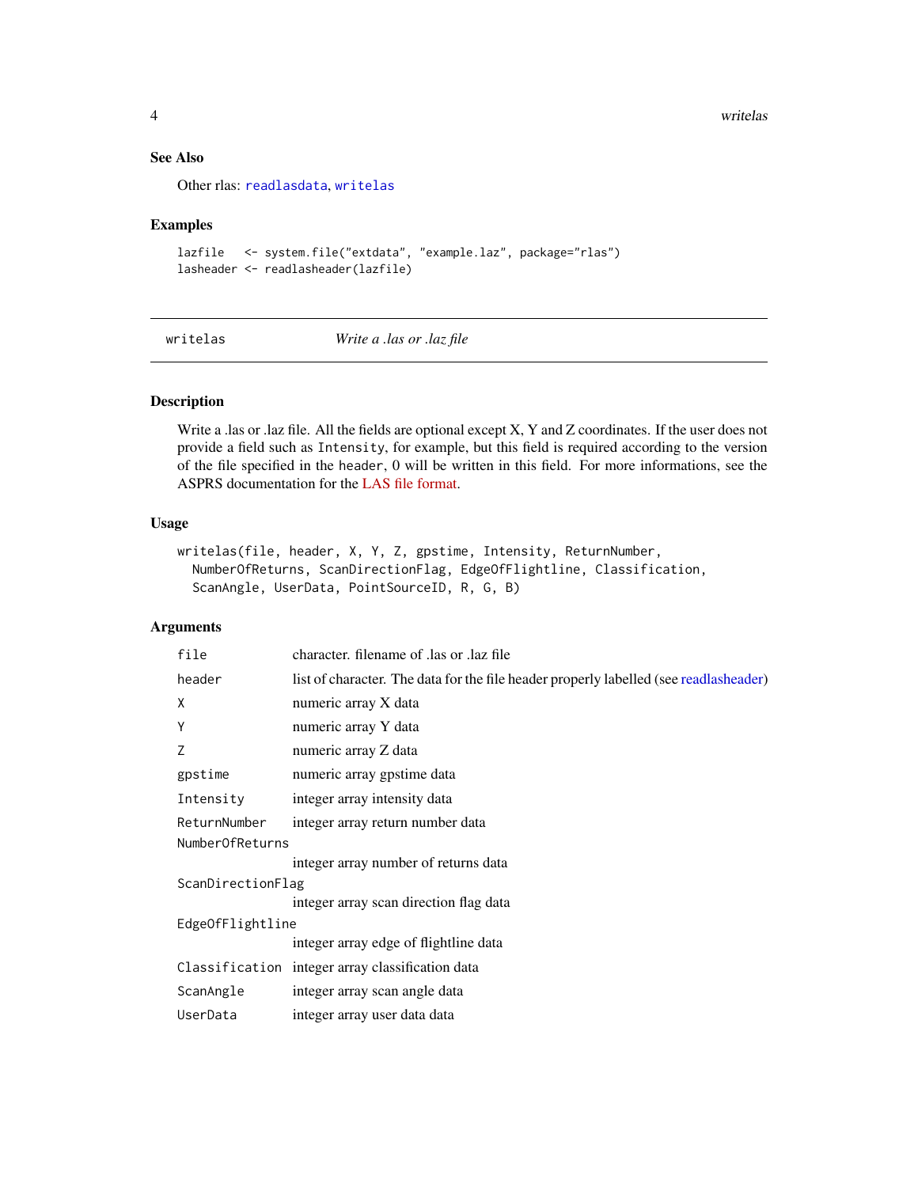### See Also

Other rlas: `readlasdata`, `writelas`

### Examples

```
lazfile   <- system.file("extdata", "example.laz", package="rlas")
lasheader <- readlasheader(lazfile)
```

---

## writelas — *Write a .las or .laz file*

---

### Description

Write a .las or .laz file. All the fields are optional except X, Y and Z coordinates. If the user does not provide a field such as `Intensity`, for example, but this field is required according to the version of the file specified in the `header`, 0 will be written in this field. For more informations, see the ASPRS documentation for the LAS file format.

### Usage

```
writelas(file, header, X, Y, Z, gpstime, Intensity, ReturnNumber,
  NumberOfReturns, ScanDirectionFlag, EdgeOfFlightline, Classification,
  ScanAngle, UserData, PointSourceID, R, G, B)
```

### Arguments

| | |
|---|---|
| `file` | character. filename of .las or .laz file |
| `header` | list of character. The data for the file header properly labelled (see readlasheader) |
| `X` | numeric array X data |
| `Y` | numeric array Y data |
| `Z` | numeric array Z data |
| `gpstime` | numeric array gpstime data |
| `Intensity` | integer array intensity data |
| `ReturnNumber` | integer array return number data |
| `NumberOfReturns` | integer array number of returns data |
| `ScanDirectionFlag` | integer array scan direction flag data |
| `EdgeOfFlightline` | integer array edge of flightline data |
| `Classification` | integer array classification data |
| `ScanAngle` | integer array scan angle data |
| `UserData` | integer array user data data |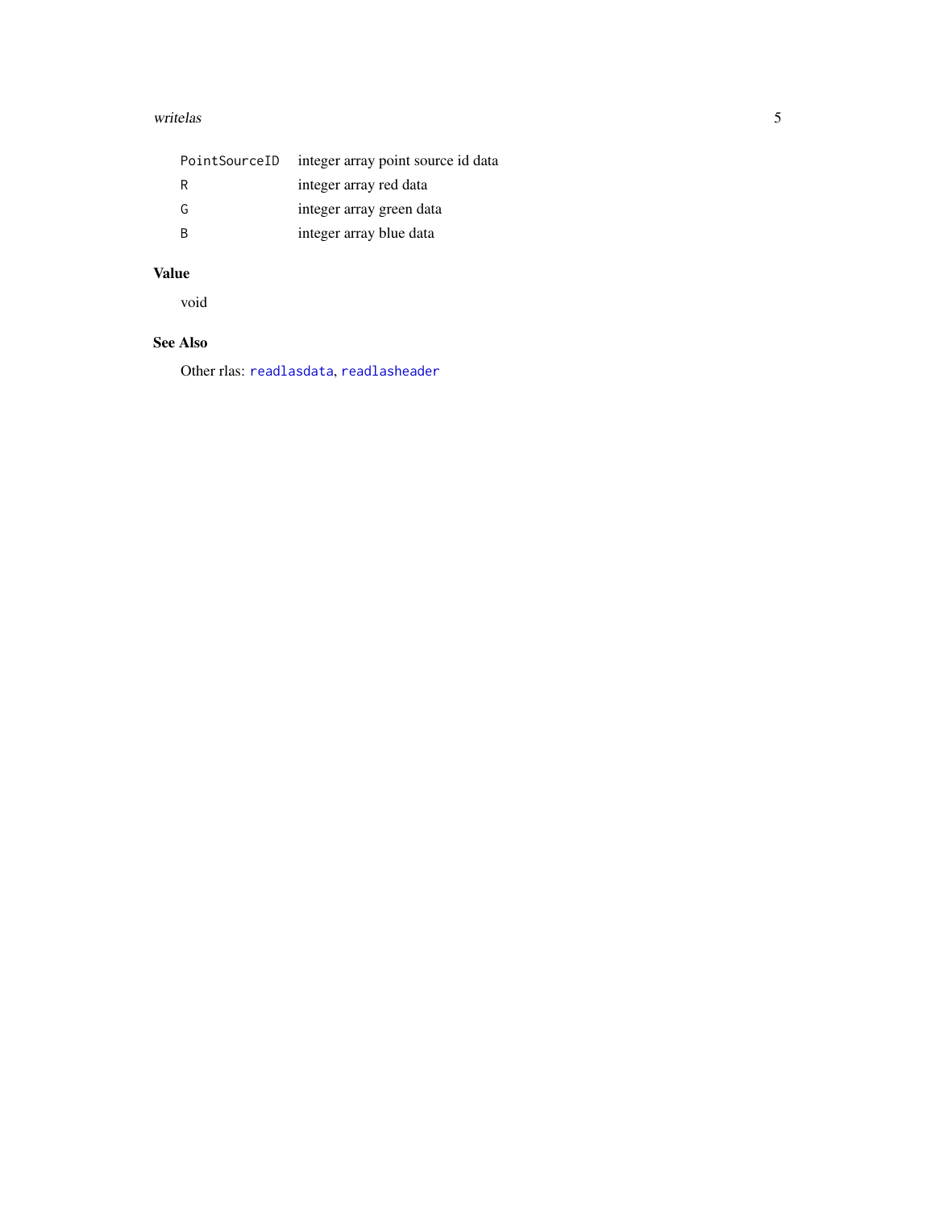| | |
|---|---|
| `PointSourceID` | integer array point source id data |
| `R` | integer array red data |
| `G` | integer array green data |
| `B` | integer array blue data |

## Value

void

## See Also

Other rlas: `readlasdata`, `readlasheader`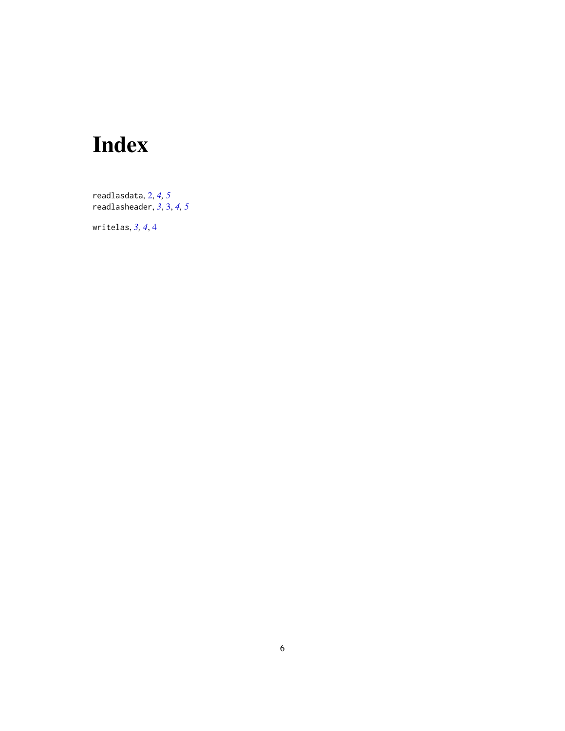# Index

readlasdata, *2*, *4, 5*
readlasheader, *3*, 3, *4, 5*

writelas, *3, 4*, 4